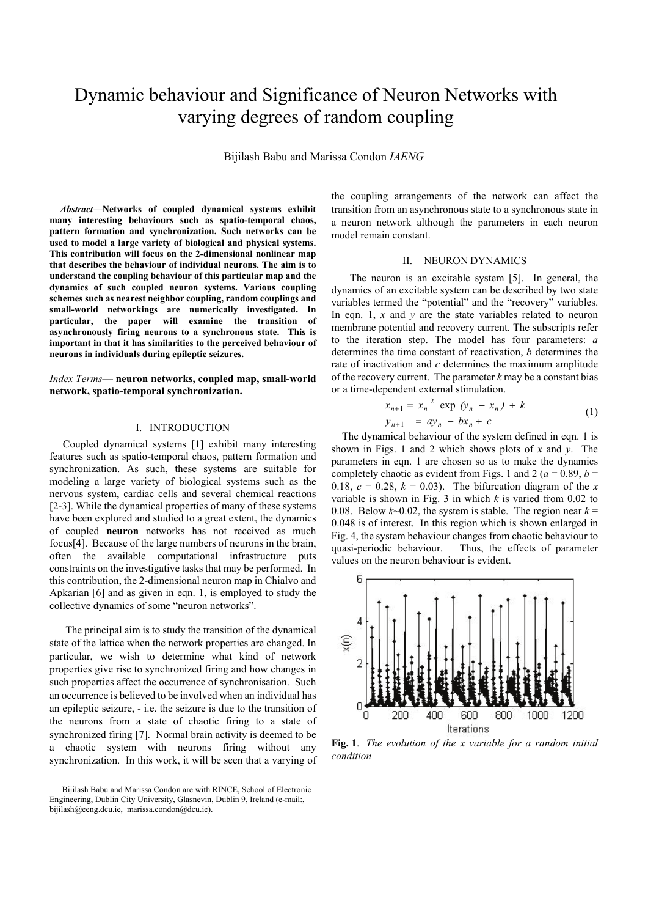# Dynamic behaviour and Significance of Neuron Networks with varying degrees of random coupling

Bijilash Babu and Marissa Condon *IAENG*

***Abstract*—Networks of coupled dynamical systems exhibit many interesting behaviours such as spatio-temporal chaos, pattern formation and synchronization. Such networks can be used to model a large variety of biological and physical systems. This contribution will focus on the 2-dimensional nonlinear map that describes the behaviour of individual neurons. The aim is to understand the coupling behaviour of this particular map and the dynamics of such coupled neuron systems. Various coupling schemes such as nearest neighbor coupling, random couplings and small-world networkings are numerically investigated. In particular, the paper will examine the transition of asynchronously firing neurons to a synchronous state. This is important in that it has similarities to the perceived behaviour of neurons in individuals during epileptic seizures.**

*Index Terms*— **neuron networks, coupled map, small-world network, spatio-temporal synchronization.**

## I. INTRODUCTION

Coupled dynamical systems [1] exhibit many interesting features such as spatio-temporal chaos, pattern formation and synchronization. As such, these systems are suitable for modeling a large variety of biological systems such as the nervous system, cardiac cells and several chemical reactions [2-3]. While the dynamical properties of many of these systems have been explored and studied to a great extent, the dynamics of coupled **neuron** networks has not received as much focus[4]. Because of the large numbers of neurons in the brain, often the available computational infrastructure puts constraints on the investigative tasks that may be performed. In this contribution, the 2-dimensional neuron map in Chialvo and Apkarian [6] and as given in eqn. 1, is employed to study the collective dynamics of some "neuron networks".

The principal aim is to study the transition of the dynamical state of the lattice when the network properties are changed. In particular, we wish to determine what kind of network properties give rise to synchronized firing and how changes in such properties affect the occurrence of synchronisation. Such an occurrence is believed to be involved when an individual has an epileptic seizure, - i.e. the seizure is due to the transition of the neurons from a state of chaotic firing to a state of synchronized firing [7]. Normal brain activity is deemed to be a chaotic system with neurons firing without any synchronization. In this work, it will be seen that a varying of the coupling arrangements of the network can affect the transition from an asynchronous state to a synchronous state in a neuron network although the parameters in each neuron model remain constant.

## II. NEURON DYNAMICS

The neuron is an excitable system [5]. In general, the dynamics of an excitable system can be described by two state variables termed the "potential" and the "recovery" variables. In eqn. 1, $x$ and $y$ are the state variables related to neuron membrane potential and recovery current. The subscripts refer to the iteration step. The model has four parameters: $a$ determines the time constant of reactivation, $b$ determines the rate of inactivation and $c$ determines the maximum amplitude of the recovery current. The parameter $k$ may be a constant bias or a time-dependent external stimulation.

$$
\begin{aligned}
x_{n+1} &= x_n^{\,2}\ \exp\,(y_n - x_n) + k \\
y_{n+1} &= a y_n - b x_n + c
\end{aligned}
\tag{1}
$$

The dynamical behaviour of the system defined in eqn. 1 is shown in Figs. 1 and 2 which shows plots of $x$ and $y$. The parameters in eqn. 1 are chosen so as to make the dynamics completely chaotic as evident from Figs. 1 and 2 ($a$ = 0.89, $b$ = 0.18, $c$ = 0.28, $k$ = 0.03). The bifurcation diagram of the $x$ variable is shown in Fig. 3 in which $k$ is varied from 0.02 to 0.08. Below $k$~0.02, the system is stable. The region near $k$ = 0.048 is of interest. In this region which is shown enlarged in Fig. 4, the system behaviour changes from chaotic behaviour to quasi-periodic behaviour. Thus, the effects of parameter values on the neuron behaviour is evident.

**Fig. 1**. *The evolution of the x variable for a random initial condition*

Bijilash Babu and Marissa Condon are with RINCE, School of Electronic Engineering, Dublin City University, Glasnevin, Dublin 9, Ireland (e-mail:, bijilash@eeng.dcu.ie, marissa.condon@dcu.ie).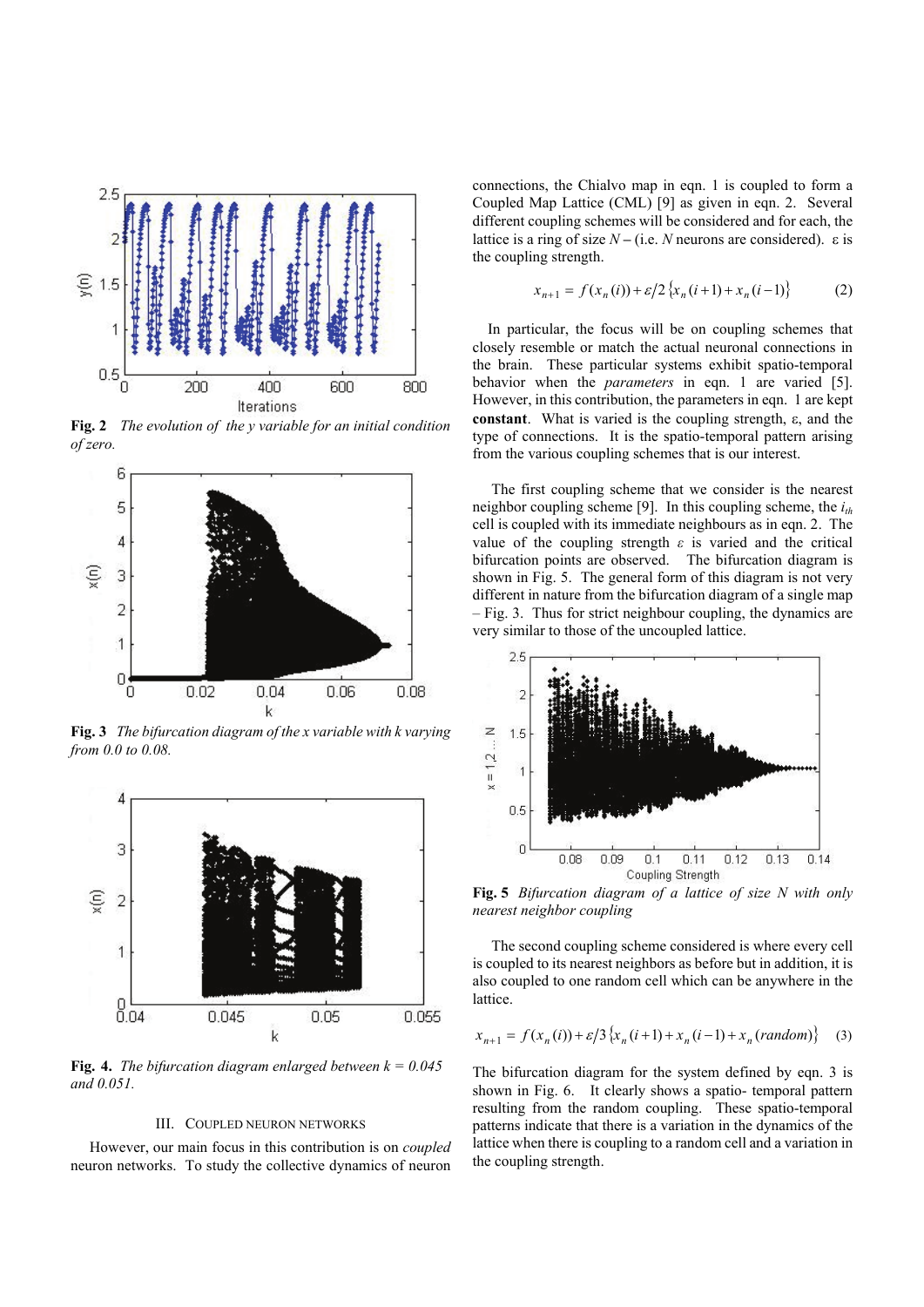**Fig. 2** *The evolution of the y variable for an initial condition of zero.*

**Fig. 3** *The bifurcation diagram of the x variable with k varying from 0.0 to 0.08.*

**Fig. 4.** *The bifurcation diagram enlarged between k = 0.045 and 0.051.*

## III. Coupled Neuron Networks

However, our main focus in this contribution is on *coupled* neuron networks. To study the collective dynamics of neuron connections, the Chialvo map in eqn. 1 is coupled to form a Coupled Map Lattice (CML) [9] as given in eqn. 2. Several different coupling schemes will be considered and for each, the lattice is a ring of size $N$ – (i.e. $N$ neurons are considered). $\varepsilon$ is the coupling strength.

$$x_{n+1} = f(x_n(i)) + \varepsilon/2\left\{x_n(i+1) + x_n(i-1)\right\} \qquad (2)$$

In particular, the focus will be on coupling schemes that closely resemble or match the actual neuronal connections in the brain. These particular systems exhibit spatio-temporal behavior when the *parameters* in eqn. 1 are varied [5]. However, in this contribution, the parameters in eqn. 1 are kept **constant**. What is varied is the coupling strength, $\varepsilon$, and the type of connections. It is the spatio-temporal pattern arising from the various coupling schemes that is our interest.

The first coupling scheme that we consider is the nearest neighbor coupling scheme [9]. In this coupling scheme, the $i_{th}$ cell is coupled with its immediate neighbours as in eqn. 2. The value of the coupling strength $\varepsilon$ is varied and the critical bifurcation points are observed. The bifurcation diagram is shown in Fig. 5. The general form of this diagram is not very different in nature from the bifurcation diagram of a single map – Fig. 3. Thus for strict neighbour coupling, the dynamics are very similar to those of the uncoupled lattice.

**Fig. 5** *Bifurcation diagram of a lattice of size N with only nearest neighbor coupling*

The second coupling scheme considered is where every cell is coupled to its nearest neighbors as before but in addition, it is also coupled to one random cell which can be anywhere in the lattice.

$$x_{n+1} = f(x_n(i)) + \varepsilon/3\left\{x_n(i+1) + x_n(i-1) + x_n(random)\right\} \qquad (3)$$

The bifurcation diagram for the system defined by eqn. 3 is shown in Fig. 6. It clearly shows a spatio- temporal pattern resulting from the random coupling. These spatio-temporal patterns indicate that there is a variation in the dynamics of the lattice when there is coupling to a random cell and a variation in the coupling strength.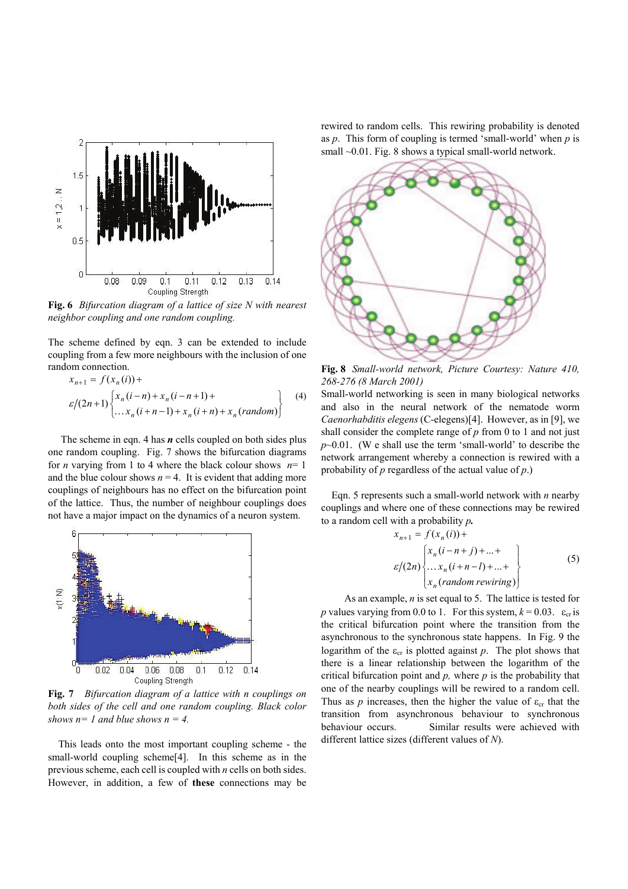**Fig. 6** *Bifurcation diagram of a lattice of size N with nearest neighbor coupling and one random coupling.*

The scheme defined by eqn. 3 can be extended to include coupling from a few more neighbours with the inclusion of one random connection.

$$x_{n+1} = f(x_n(i)) + \varepsilon/(2n+1)\begin{Bmatrix} x_n(i-n) + x_n(i-n+1) + \\ \ldots x_n(i+n-1) + x_n(i+n) + x_n(random) \end{Bmatrix} \quad (4)$$

The scheme in eqn. 4 has ***n*** cells coupled on both sides plus one random coupling. Fig. 7 shows the bifurcation diagrams for $n$ varying from 1 to 4 where the black colour shows $n = 1$ and the blue colour shows $n = 4$. It is evident that adding more couplings of neighbours has no effect on the bifurcation point of the lattice. Thus, the number of neighbour couplings does not have a major impact on the dynamics of a neuron system.

**Fig. 7** *Bifurcation diagram of a lattice with n couplings on both sides of the cell and one random coupling. Black color shows n= 1 and blue shows n = 4.*

This leads onto the most important coupling scheme - the small-world coupling scheme[4]. In this scheme as in the previous scheme, each cell is coupled with $n$ cells on both sides. However, in addition, a few of **these** connections may be rewired to random cells. This rewiring probability is denoted as $p$. This form of coupling is termed 'small-world' when $p$ is small ~0.01. Fig. 8 shows a typical small-world network.

**Fig. 8** *Small-world network, Picture Courtesy: Nature 410, 268-276 (8 March 2001)*

Small-world networking is seen in many biological networks and also in the neural network of the nematode worm *Caenorhabditis elegens* (C-elegens)[4]. However, as in [9], we shall consider the complete range of $p$ from 0 to 1 and not just $p$~0.01. (W e shall use the term 'small-world' to describe the network arrangement whereby a connection is rewired with a probability of $p$ regardless of the actual value of $p$.)

Eqn. 5 represents such a small-world network with $n$ nearby couplings and where one of these connections may be rewired to a random cell with a probability ***p*.**

$$x_{n+1} = f(x_n(i)) + \varepsilon/(2n)\begin{Bmatrix} x_n(i-n+j) + \ldots + \\ \ldots x_n(i+n-l) + \ldots + \\ x_n(random\ rewiring) \end{Bmatrix} \quad (5)$$

As an example, $n$ is set equal to 5. The lattice is tested for $p$ values varying from 0.0 to 1. For this system, $k = 0.03$. $\varepsilon_{cr}$ is the critical bifurcation point where the transition from the asynchronous to the synchronous state happens. In Fig. 9 the logarithm of the $\varepsilon_{cr}$ is plotted against $p$. The plot shows that there is a linear relationship between the logarithm of the critical bifurcation point and $p$, where $p$ is the probability that one of the nearby couplings will be rewired to a random cell. Thus as $p$ increases, then the higher the value of $\varepsilon_{cr}$ that the transition from asynchronous behaviour to synchronous behaviour occurs. Similar results were achieved with different lattice sizes (different values of $N$).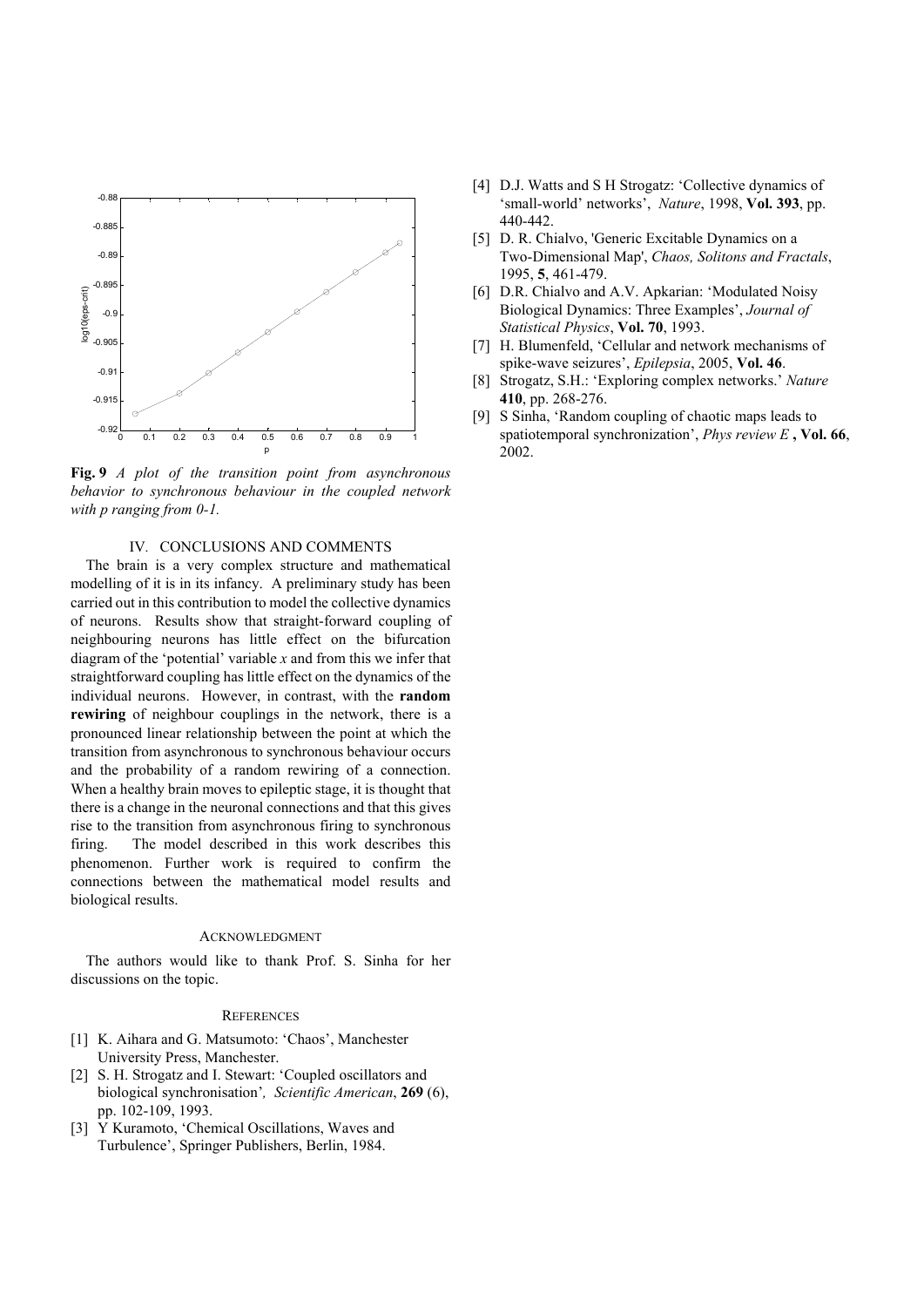-0.88
-0.885
-0.89
-0.895
-0.9
-0.905
-0.91
-0.915
-0.92
log10(eps-crit)
0 0.1 0.2 0.3 0.4 0.5 0.6 0.7 0.8 0.9 1
p

**Fig. 9** *A plot of the transition point from asynchronous behavior to synchronous behaviour in the coupled network with p ranging from 0-1.*

## IV. CONCLUSIONS AND COMMENTS

The brain is a very complex structure and mathematical modelling of it is in its infancy. A preliminary study has been carried out in this contribution to model the collective dynamics of neurons. Results show that straight-forward coupling of neighbouring neurons has little effect on the bifurcation diagram of the 'potential' variable $x$ and from this we infer that straightforward coupling has little effect on the dynamics of the individual neurons. However, in contrast, with the **random rewiring** of neighbour couplings in the network, there is a pronounced linear relationship between the point at which the transition from asynchronous to synchronous behaviour occurs and the probability of a random rewiring of a connection. When a healthy brain moves to epileptic stage, it is thought that there is a change in the neuronal connections and that this gives rise to the transition from asynchronous firing to synchronous firing. The model described in this work describes this phenomenon. Further work is required to confirm the connections between the mathematical model results and biological results.

### ACKNOWLEDGMENT

The authors would like to thank Prof. S. Sinha for her discussions on the topic.

### REFERENCES

[1] K. Aihara and G. Matsumoto: 'Chaos', Manchester University Press, Manchester.

[2] S. H. Strogatz and I. Stewart: 'Coupled oscillators and biological synchronisation', *Scientific American*, **269** (6), pp. 102-109, 1993.

[3] Y Kuramoto, 'Chemical Oscillations, Waves and Turbulence', Springer Publishers, Berlin, 1984.

[4] D.J. Watts and S H Strogatz: 'Collective dynamics of 'small-world' networks', *Nature*, 1998, **Vol. 393**, pp. 440-442.

[5] D. R. Chialvo, 'Generic Excitable Dynamics on a Two-Dimensional Map', *Chaos, Solitons and Fractals*, 1995, **5**, 461-479.

[6] D.R. Chialvo and A.V. Apkarian: 'Modulated Noisy Biological Dynamics: Three Examples', *Journal of Statistical Physics*, **Vol. 70**, 1993.

[7] H. Blumenfeld, 'Cellular and network mechanisms of spike-wave seizures', *Epilepsia*, 2005, **Vol. 46**.

[8] Strogatz, S.H.: 'Exploring complex networks.' *Nature* **410**, pp. 268-276.

[9] S Sinha, 'Random coupling of chaotic maps leads to spatiotemporal synchronization', *Phys review E* **, Vol. 66**, 2002.